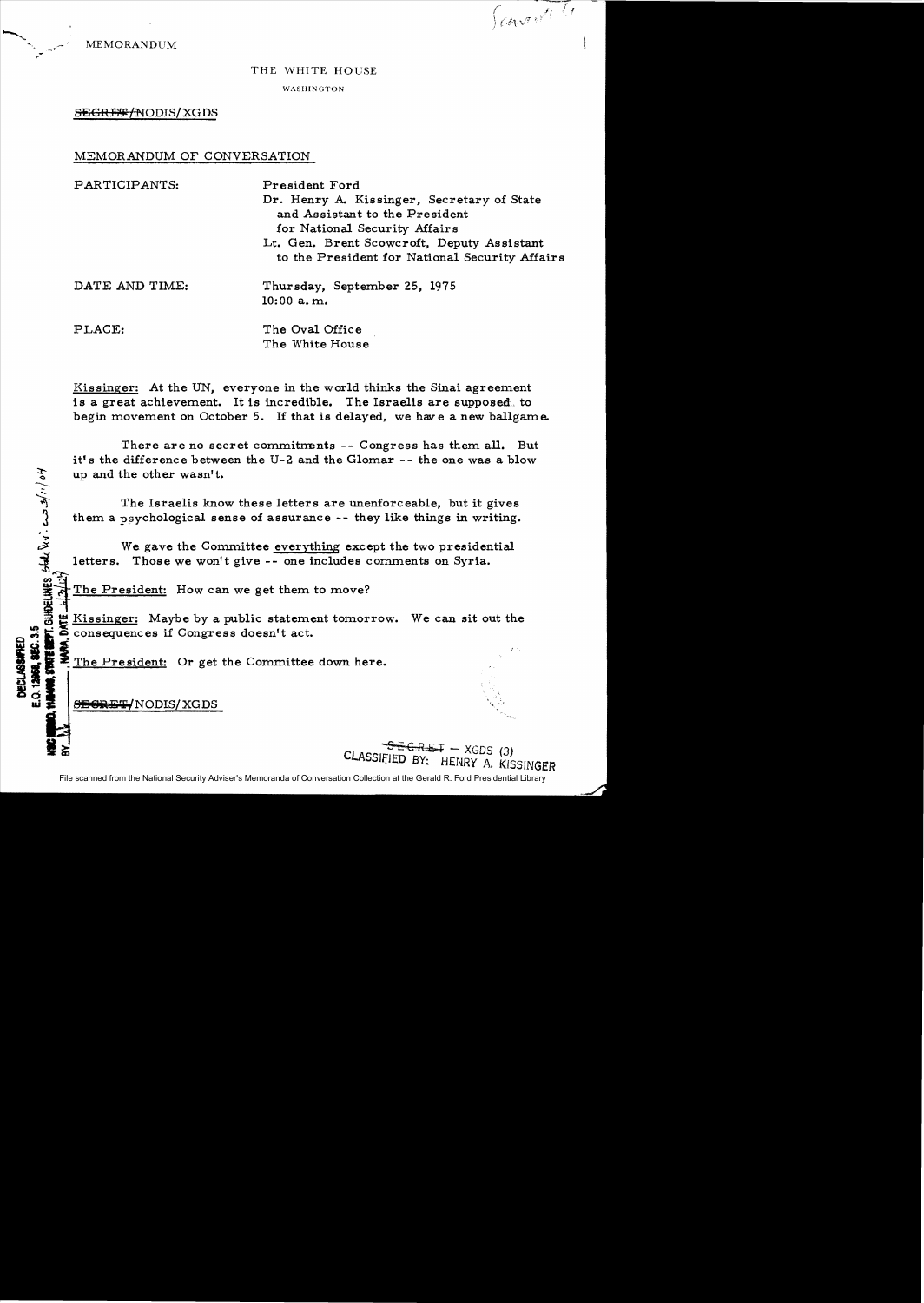MEMORANDUM

THE WHITE HOUSE

WASHINGTON

~~SECRET~~/NODIS/XGDS

MEMORANDUM OF CONVERSATION

PARTICIPANTS: President Ford
Dr. Henry A. Kissinger, Secretary of State and Assistant to the President for National Security Affairs
Lt. Gen. Brent Scowcroft, Deputy Assistant to the President for National Security Affairs

DATE AND TIME: Thursday, September 25, 1975
10:00 a.m.

PLACE: The Oval Office
The White House

Kissinger: At the UN, everyone in the world thinks the Sinai agreement is a great achievement. It is incredible. The Israelis are supposed to begin movement on October 5. If that is delayed, we have a new ballgame.

There are no secret commitments -- Congress has them all. But it's the difference between the U-2 and the Glomar -- the one was a blow up and the other wasn't.

The Israelis know these letters are unenforceable, but it gives them a psychological sense of assurance -- they like things in writing.

We gave the Committee everything except the two presidential letters. Those we won't give -- one includes comments on Syria.

The President: How can we get them to move?

Kissinger: Maybe by a public statement tomorrow. We can sit out the consequences if Congress doesn't act.

The President: Or get the Committee down here.

~~SECRET~~/NODIS/XGDS

~~SECRET~~ - XGDS (3)
CLASSIFIED BY: HENRY A. KISSINGER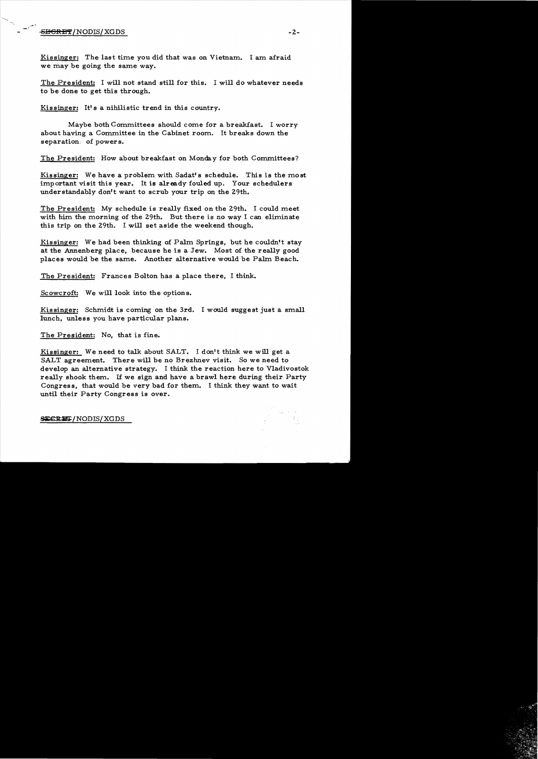Kissinger: The last time you did that was on Vietnam. I am afraid we may be going the same way.

The President: I will not stand still for this. I will do whatever needs to be done to get this through.

Kissinger: It's a nihilistic trend in this country.

Maybe both Committees should come for a breakfast. I worry about having a Committee in the Cabinet room. It breaks down the separation of powers.

The President: How about breakfast on Monday for both Committees?

Kissinger: We have a problem with Sadat's schedule. This is the most important visit this year. It is already fouled up. Your schedulers understandably don't want to scrub your trip on the 29th.

The President: My schedule is really fixed on the 29th. I could meet with him the morning of the 29th. But there is no way I can eliminate this trip on the 29th. I will set aside the weekend though.

Kissinger: We had been thinking of Palm Springs, but he couldn't stay at the Annenberg place, because he is a Jew. Most of the really good places would be the same. Another alternative would be Palm Beach.

The President: Frances Bolton has a place there, I think.

Scowcroft: We will look into the options.

Kissinger: Schmidt is coming on the 3rd. I would suggest just a small lunch, unless you have particular plans.

The President: No, that is fine.

Kissinger: We need to talk about SALT. I don't think we will get a SALT agreement. There will be no Brezhnev visit. So we need to develop an alternative strategy. I think the reaction here to Vladivostok really shook them. If we sign and have a brawl here during their Party Congress, that would be very bad for them. I think they want to wait until their Party Congress is over.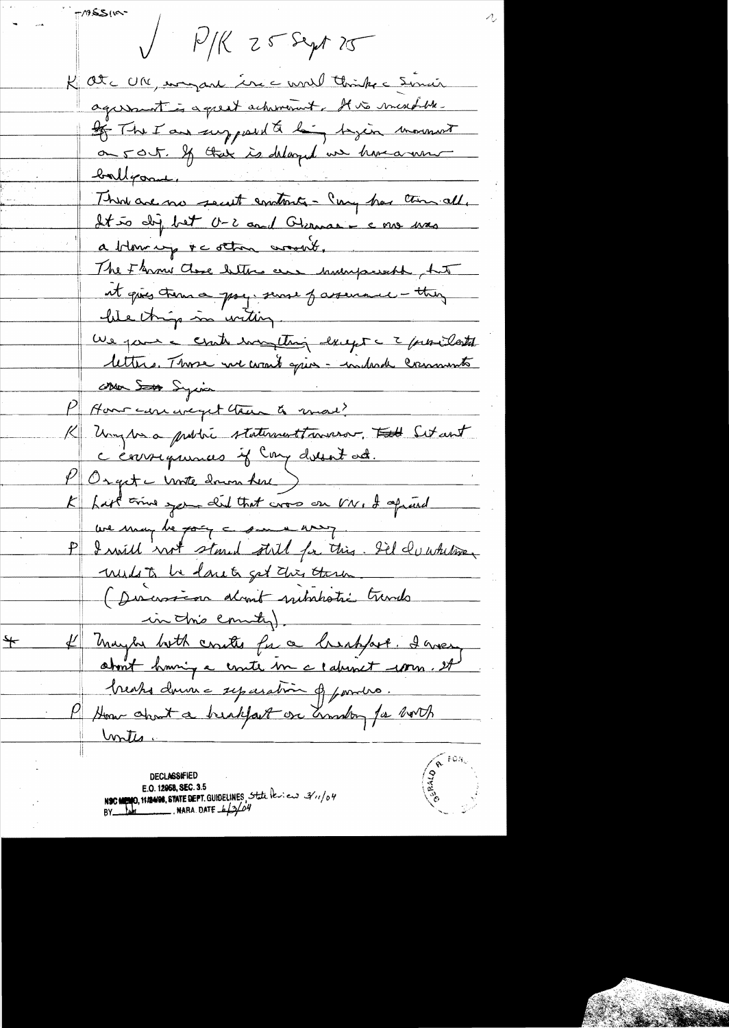✓ P/K 25 Sept 75

K At the UN, everyone in the world thinks the Sinai agreement is a great achievement. It is incredible. If the ? I am supposed to bring begin movement on 5 Oct. If that is delayed we have a new ballgame.

There are no secret contracts – Cong has them all. It is only bet U-? and Germans – the one was a blowing up the other account.

The Hermes these letters are unimportant, but it gives them a psych. sense of assurance – they like things in writing.

We gave the Cmte everything except the ? presidential letters. Those we won't give – include comments on Syria.

P How can we get them to move?

K Maybe a public statement tomorrow. Set out the consequences if Cong doesn't act.

P Or get the Cmte down here.

K Last time you did that was on VN, I afraid we may be going the same way.

P I will not stand still for this. I'll do whatever needs to be done to get this through.

(Discussion about isolationist trends in this country.)

✗ K Maybe both Cmtes for a breakfast. I worry about having a Cmte in the Cabinet room. It breaks down the separation of powers.

P How about a breakfast on Monday for both Cmtes.

DECLASSIFIED
E.O. 12958, SEC. 3.5
NSC MEMO, 11/24/98, STATE DEPT. GUIDELINES, State Review 3/11/04
BY ___, NARA DATE 6/3/04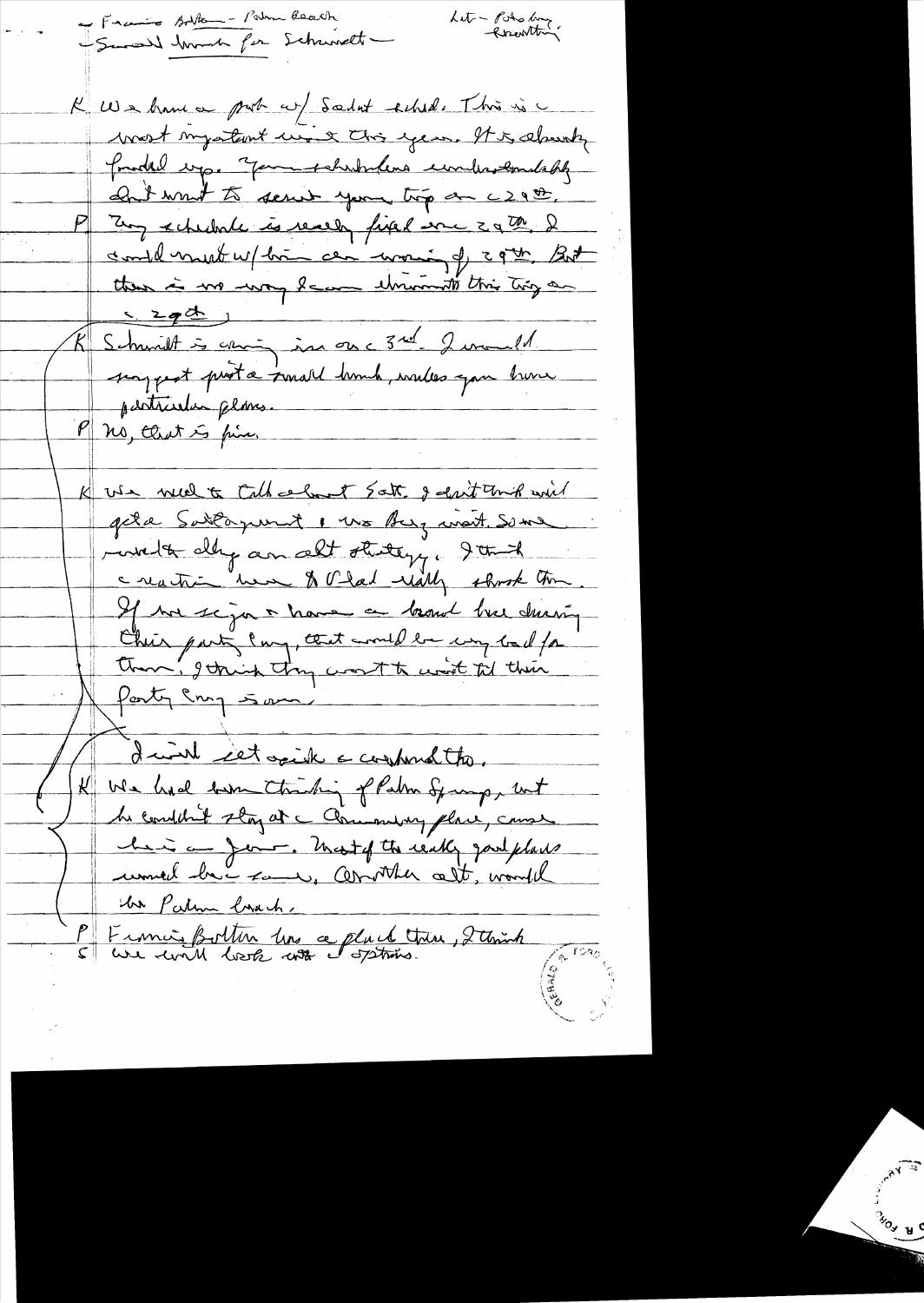– Francis Bolton – Palm Beach
– Small lunch for Schmidt –

Lit – Potts boy, Kissinger

K We have a prob w/ Sadat sched. This is a most important visit this year. It is already fouled up. Your schedulers understandably don't want to sched your trip on a 29th.

P My schedule is really fixed on 29th. I could meet w/ him on morning of 29th. But there is no way I can eliminate this trip on a 29th.

K Schmidt is coming in on a 3rd. I would suggest just a small lunch, unless you have particular plans.

P No, that is fine.

K We need to talk about Salt. I don't think we'll get a Salt agreement & no Brez visit. Some would like delay on Salt strategy. I think a reaction here & Vlad really shook them. If we seize & have a bomb line during their party Cong, that would be very bad for them. I think they want to wait til their Party Cong is over.

I will set up a conference tho.

K We had been thinking of Palm Springs, but he couldn't stay at a Annenberg place, cause he is a Jew. Most of the really good places would be same. Another alt. would be Palm Beach.

P Francis Bolton has a place there, I think we will look into options.